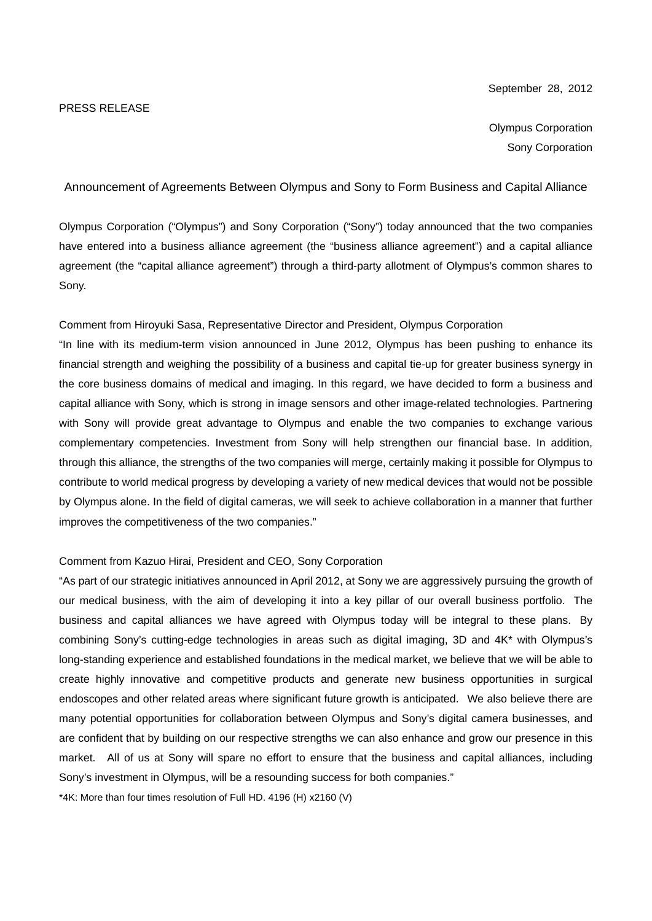September 28, 2012

PRESS RELEASE

Olympus Corporation
Sony Corporation

# Announcement of Agreements Between Olympus and Sony to Form Business and Capital Alliance

Olympus Corporation ("Olympus") and Sony Corporation ("Sony") today announced that the two companies have entered into a business alliance agreement (the "business alliance agreement") and a capital alliance agreement (the "capital alliance agreement") through a third-party allotment of Olympus's common shares to Sony.

Comment from Hiroyuki Sasa, Representative Director and President, Olympus Corporation

"In line with its medium-term vision announced in June 2012, Olympus has been pushing to enhance its financial strength and weighing the possibility of a business and capital tie-up for greater business synergy in the core business domains of medical and imaging. In this regard, we have decided to form a business and capital alliance with Sony, which is strong in image sensors and other image-related technologies. Partnering with Sony will provide great advantage to Olympus and enable the two companies to exchange various complementary competencies. Investment from Sony will help strengthen our financial base. In addition, through this alliance, the strengths of the two companies will merge, certainly making it possible for Olympus to contribute to world medical progress by developing a variety of new medical devices that would not be possible by Olympus alone. In the field of digital cameras, we will seek to achieve collaboration in a manner that further improves the competitiveness of the two companies."

Comment from Kazuo Hirai, President and CEO, Sony Corporation

"As part of our strategic initiatives announced in April 2012, at Sony we are aggressively pursuing the growth of our medical business, with the aim of developing it into a key pillar of our overall business portfolio. The business and capital alliances we have agreed with Olympus today will be integral to these plans. By combining Sony's cutting-edge technologies in areas such as digital imaging, 3D and 4K* with Olympus's long-standing experience and established foundations in the medical market, we believe that we will be able to create highly innovative and competitive products and generate new business opportunities in surgical endoscopes and other related areas where significant future growth is anticipated. We also believe there are many potential opportunities for collaboration between Olympus and Sony's digital camera businesses, and are confident that by building on our respective strengths we can also enhance and grow our presence in this market. All of us at Sony will spare no effort to ensure that the business and capital alliances, including Sony's investment in Olympus, will be a resounding success for both companies."

*4K: More than four times resolution of Full HD. 4196 (H) x2160 (V)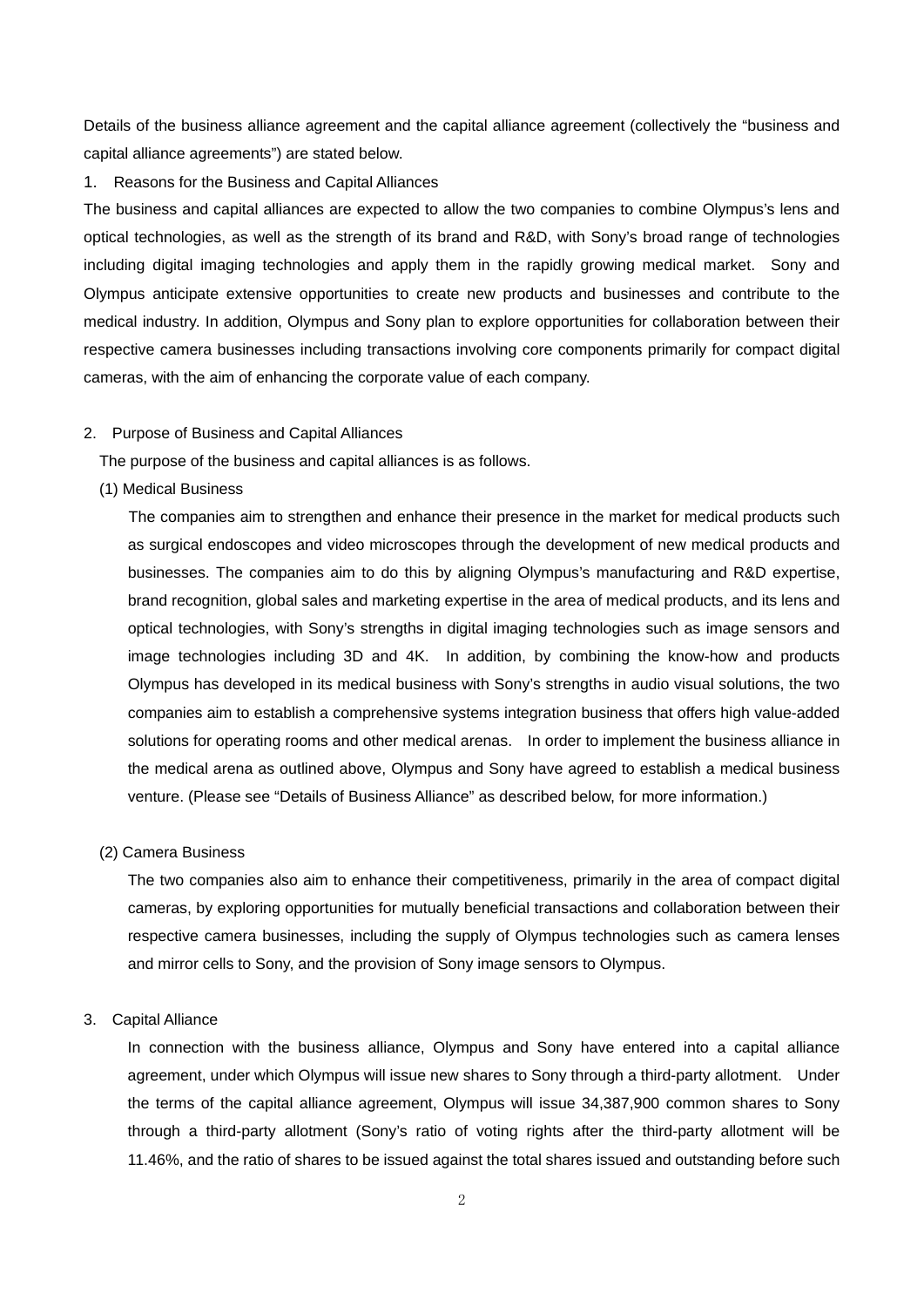Details of the business alliance agreement and the capital alliance agreement (collectively the "business and capital alliance agreements") are stated below.

1. Reasons for the Business and Capital Alliances

The business and capital alliances are expected to allow the two companies to combine Olympus's lens and optical technologies, as well as the strength of its brand and R&D, with Sony's broad range of technologies including digital imaging technologies and apply them in the rapidly growing medical market. Sony and Olympus anticipate extensive opportunities to create new products and businesses and contribute to the medical industry. In addition, Olympus and Sony plan to explore opportunities for collaboration between their respective camera businesses including transactions involving core components primarily for compact digital cameras, with the aim of enhancing the corporate value of each company.

2. Purpose of Business and Capital Alliances

The purpose of the business and capital alliances is as follows.

(1) Medical Business

The companies aim to strengthen and enhance their presence in the market for medical products such as surgical endoscopes and video microscopes through the development of new medical products and businesses. The companies aim to do this by aligning Olympus's manufacturing and R&D expertise, brand recognition, global sales and marketing expertise in the area of medical products, and its lens and optical technologies, with Sony's strengths in digital imaging technologies such as image sensors and image technologies including 3D and 4K. In addition, by combining the know-how and products Olympus has developed in its medical business with Sony's strengths in audio visual solutions, the two companies aim to establish a comprehensive systems integration business that offers high value-added solutions for operating rooms and other medical arenas. In order to implement the business alliance in the medical arena as outlined above, Olympus and Sony have agreed to establish a medical business venture. (Please see "Details of Business Alliance" as described below, for more information.)

(2) Camera Business

The two companies also aim to enhance their competitiveness, primarily in the area of compact digital cameras, by exploring opportunities for mutually beneficial transactions and collaboration between their respective camera businesses, including the supply of Olympus technologies such as camera lenses and mirror cells to Sony, and the provision of Sony image sensors to Olympus.

3. Capital Alliance

In connection with the business alliance, Olympus and Sony have entered into a capital alliance agreement, under which Olympus will issue new shares to Sony through a third-party allotment. Under the terms of the capital alliance agreement, Olympus will issue 34,387,900 common shares to Sony through a third-party allotment (Sony's ratio of voting rights after the third-party allotment will be 11.46%, and the ratio of shares to be issued against the total shares issued and outstanding before such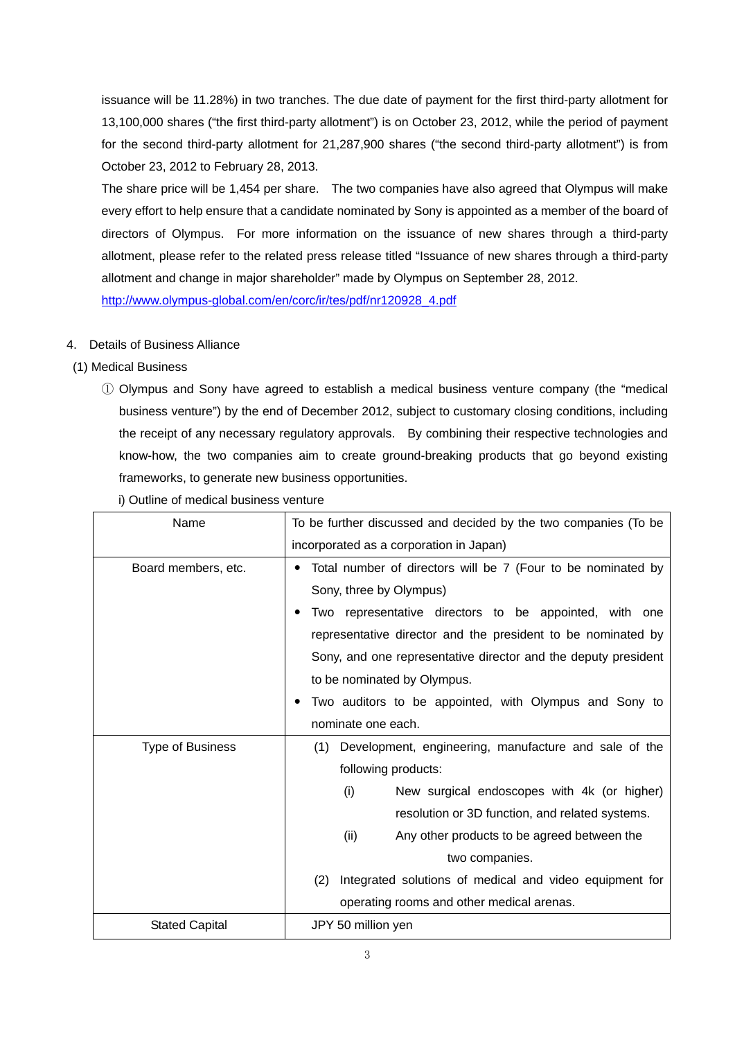issuance will be 11.28%) in two tranches. The due date of payment for the first third-party allotment for 13,100,000 shares ("the first third-party allotment") is on October 23, 2012, while the period of payment for the second third-party allotment for 21,287,900 shares ("the second third-party allotment") is from October 23, 2012 to February 28, 2013.

The share price will be 1,454 per share. The two companies have also agreed that Olympus will make every effort to help ensure that a candidate nominated by Sony is appointed as a member of the board of directors of Olympus. For more information on the issuance of new shares through a third-party allotment, please refer to the related press release titled "Issuance of new shares through a third-party allotment and change in major shareholder" made by Olympus on September 28, 2012.

http://www.olympus-global.com/en/corc/ir/tes/pdf/nr120928_4.pdf

4. Details of Business Alliance

(1) Medical Business

① Olympus and Sony have agreed to establish a medical business venture company (the "medical business venture") by the end of December 2012, subject to customary closing conditions, including the receipt of any necessary regulatory approvals. By combining their respective technologies and know-how, the two companies aim to create ground-breaking products that go beyond existing frameworks, to generate new business opportunities.

i) Outline of medical business venture

| | |
|---|---|
| Name | To be further discussed and decided by the two companies (To be incorporated as a corporation in Japan) |
| Board members, etc. | • Total number of directors will be 7 (Four to be nominated by Sony, three by Olympus)<br>• Two representative directors to be appointed, with one representative director and the president to be nominated by Sony, and one representative director and the deputy president to be nominated by Olympus.<br>• Two auditors to be appointed, with Olympus and Sony to nominate one each. |
| Type of Business | (1) Development, engineering, manufacture and sale of the following products:<br>(i) New surgical endoscopes with 4k (or higher) resolution or 3D function, and related systems.<br>(ii) Any other products to be agreed between the two companies.<br>(2) Integrated solutions of medical and video equipment for operating rooms and other medical arenas. |
| Stated Capital | JPY 50 million yen |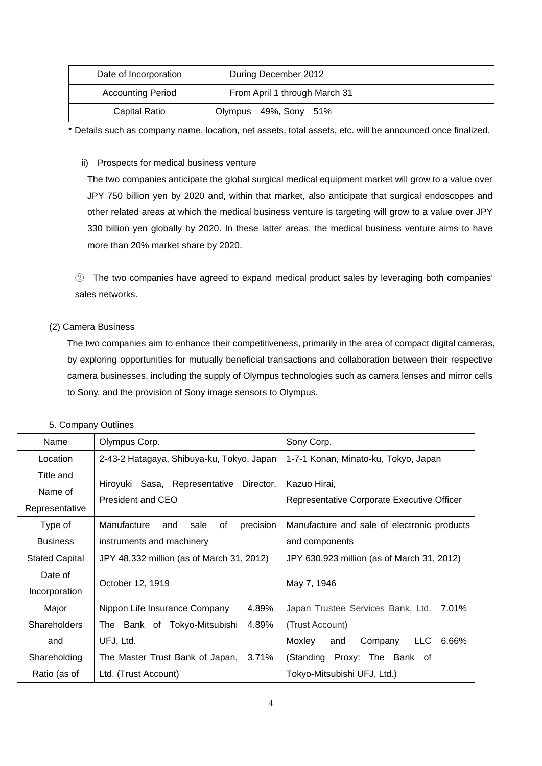| Date of Incorporation | During December 2012 |
|---|---|
| Accounting Period | From April 1 through March 31 |
| Capital Ratio | Olympus 49%, Sony 51% |

\* Details such as company name, location, net assets, total assets, etc. will be announced once finalized.

ii) Prospects for medical business venture

The two companies anticipate the global surgical medical equipment market will grow to a value over JPY 750 billion yen by 2020 and, within that market, also anticipate that surgical endoscopes and other related areas at which the medical business venture is targeting will grow to a value over JPY 330 billion yen globally by 2020. In these latter areas, the medical business venture aims to have more than 20% market share by 2020.

② The two companies have agreed to expand medical product sales by leveraging both companies' sales networks.

(2) Camera Business

The two companies aim to enhance their competitiveness, primarily in the area of compact digital cameras, by exploring opportunities for mutually beneficial transactions and collaboration between their respective camera businesses, including the supply of Olympus technologies such as camera lenses and mirror cells to Sony, and the provision of Sony image sensors to Olympus.

5. Company Outlines

| Name | Olympus Corp. | | Sony Corp. | |
|---|---|---|---|---|
| Location | 2-43-2 Hatagaya, Shibuya-ku, Tokyo, Japan | | 1-7-1 Konan, Minato-ku, Tokyo, Japan | |
| Title and Name of Representative | Hiroyuki Sasa, Representative Director, President and CEO | | Kazuo Hirai, Representative Corporate Executive Officer | |
| Type of Business | Manufacture and sale of precision instruments and machinery | | Manufacture and sale of electronic products and components | |
| Stated Capital | JPY 48,332 million (as of March 31, 2012) | | JPY 630,923 million (as of March 31, 2012) | |
| Date of Incorporation | October 12, 1919 | | May 7, 1946 | |
| Major Shareholders and Shareholding Ratio (as of | Nippon Life Insurance Company | 4.89% | Japan Trustee Services Bank, Ltd. (Trust Account) | 7.01% |
| | The Bank of Tokyo-Mitsubishi UFJ, Ltd. | 4.89% | Moxley and Company LLC (Standing Proxy: The Bank of Tokyo-Mitsubishi UFJ, Ltd.) | 6.66% |
| | The Master Trust Bank of Japan, Ltd. (Trust Account) | 3.71% | | |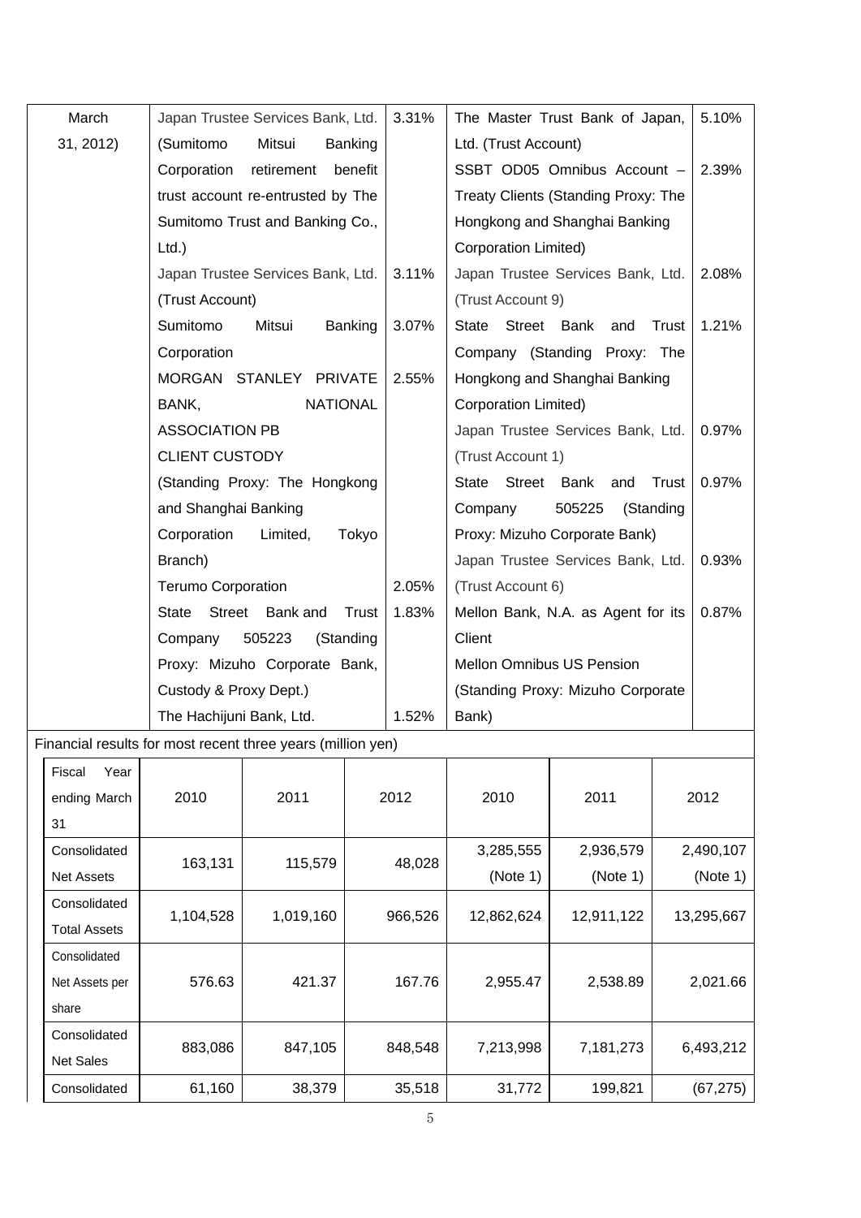| March 31, 2012) | Japan Trustee Services Bank, Ltd. (Sumitomo Mitsui Banking Corporation retirement benefit trust account re-entrusted by The Sumitomo Trust and Banking Co., Ltd.) | 3.31% | The Master Trust Bank of Japan, Ltd. (Trust Account) | 5.10% |
|---|---|---|---|---|
| | | | SSBT OD05 Omnibus Account – Treaty Clients (Standing Proxy: The Hongkong and Shanghai Banking Corporation Limited) | 2.39% |
| | Japan Trustee Services Bank, Ltd. (Trust Account) | 3.11% | Japan Trustee Services Bank, Ltd. (Trust Account 9) | 2.08% |
| | Sumitomo Mitsui Banking Corporation | 3.07% | State Street Bank and Trust Company (Standing Proxy: The Hongkong and Shanghai Banking Corporation Limited) | 1.21% |
| | MORGAN STANLEY PRIVATE BANK, NATIONAL ASSOCIATION PB CLIENT CUSTODY (Standing Proxy: The Hongkong and Shanghai Banking Corporation Limited, Tokyo Branch) | 2.55% | Japan Trustee Services Bank, Ltd. (Trust Account 1) | 0.97% |
| | | | State Street Bank and Trust Company 505225 (Standing Proxy: Mizuho Corporate Bank) | 0.97% |
| | | | Japan Trustee Services Bank, Ltd. (Trust Account 6) | 0.93% |
| | Terumo Corporation | 2.05% | | |
| | State Street Bank and Trust Company 505223 (Standing Proxy: Mizuho Corporate Bank, Custody & Proxy Dept.) | 1.83% | Mellon Bank, N.A. as Agent for its Client Mellon Omnibus US Pension (Standing Proxy: Mizuho Corporate Bank) | 0.87% |
| | The Hachijuni Bank, Ltd. | 1.52% | | |

Financial results for most recent three years (million yen)

| Fiscal Year ending March 31 | 2010 | 2011 | 2012 | 2010 | 2011 | 2012 |
|---|---|---|---|---|---|---|
| Consolidated Net Assets | 163,131 | 115,579 | 48,028 | 3,285,555 (Note 1) | 2,936,579 (Note 1) | 2,490,107 (Note 1) |
| Consolidated Total Assets | 1,104,528 | 1,019,160 | 966,526 | 12,862,624 | 12,911,122 | 13,295,667 |
| Consolidated Net Assets per share | 576.63 | 421.37 | 167.76 | 2,955.47 | 2,538.89 | 2,021.66 |
| Consolidated Net Sales | 883,086 | 847,105 | 848,548 | 7,213,998 | 7,181,273 | 6,493,212 |
| Consolidated | 61,160 | 38,379 | 35,518 | 31,772 | 199,821 | (67,275) |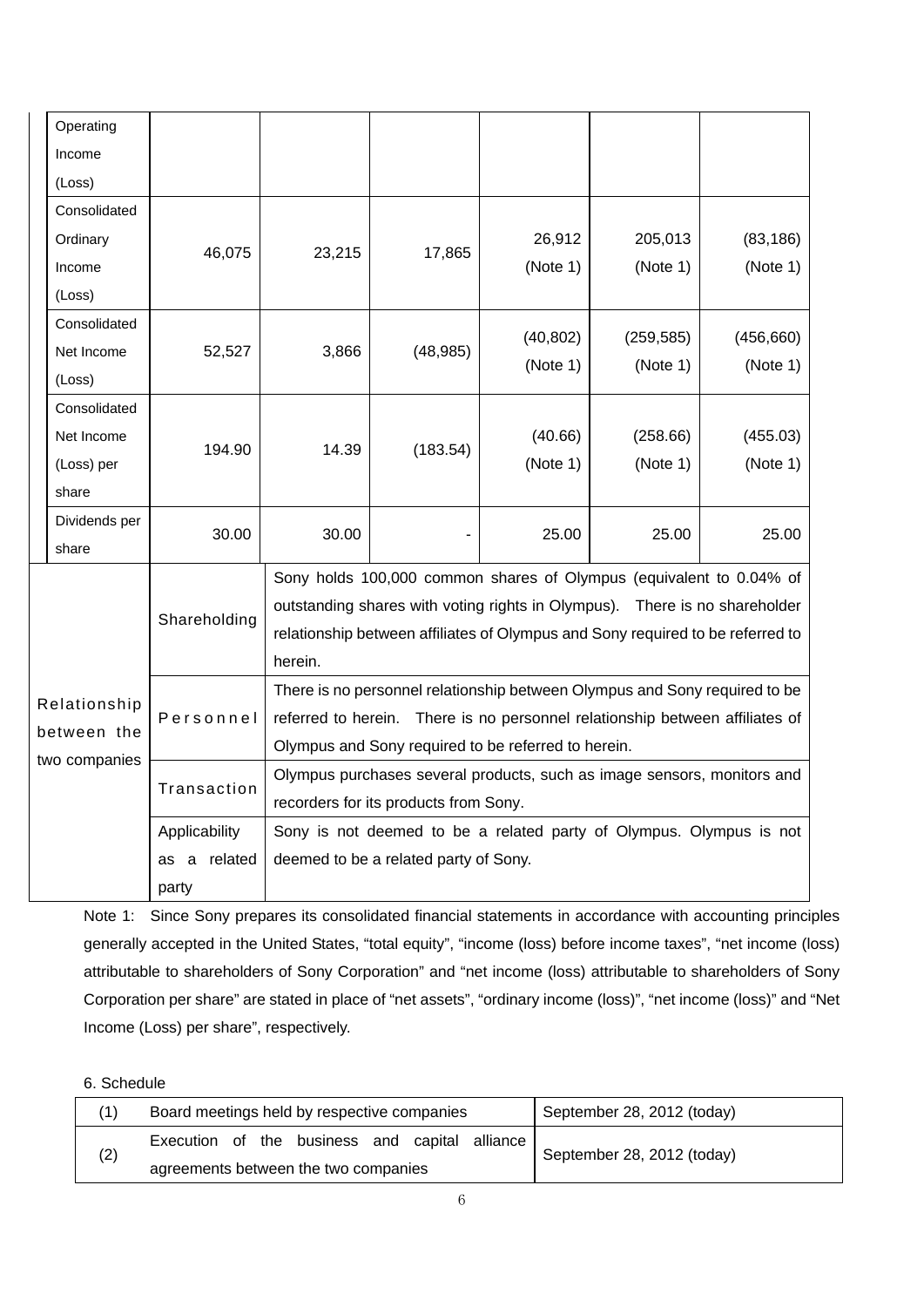| | | | | | | |
|---|---|---|---|---|---|---|
| Operating Income (Loss) | | | | | | |
| Consolidated Ordinary Income (Loss) | 46,075 | 23,215 | 17,865 | 26,912 (Note 1) | 205,013 (Note 1) | (83,186) (Note 1) |
| Consolidated Net Income (Loss) | 52,527 | 3,866 | (48,985) | (40,802) (Note 1) | (259,585) (Note 1) | (456,660) (Note 1) |
| Consolidated Net Income (Loss) per share | 194.90 | 14.39 | (183.54) | (40.66) (Note 1) | (258.66) (Note 1) | (455.03) (Note 1) |
| Dividends per share | 30.00 | 30.00 | - | 25.00 | 25.00 | 25.00 |

| Relationship between the two companies | | |
|---|---|---|
| | Shareholding | Sony holds 100,000 common shares of Olympus (equivalent to 0.04% of outstanding shares with voting rights in Olympus). There is no shareholder relationship between affiliates of Olympus and Sony required to be referred to herein. |
| | Personnel | There is no personnel relationship between Olympus and Sony required to be referred to herein. There is no personnel relationship between affiliates of Olympus and Sony required to be referred to herein. |
| | Transaction | Olympus purchases several products, such as image sensors, monitors and recorders for its products from Sony. |
| | Applicability as a related party | Sony is not deemed to be a related party of Olympus. Olympus is not deemed to be a related party of Sony. |

Note 1: Since Sony prepares its consolidated financial statements in accordance with accounting principles generally accepted in the United States, "total equity", "income (loss) before income taxes", "net income (loss) attributable to shareholders of Sony Corporation" and "net income (loss) attributable to shareholders of Sony Corporation per share" are stated in place of "net assets", "ordinary income (loss)", "net income (loss)" and "Net Income (Loss) per share", respectively.

6. Schedule

| | | |
|---|---|---|
| (1) | Board meetings held by respective companies | September 28, 2012 (today) |
| (2) | Execution of the business and capital alliance agreements between the two companies | September 28, 2012 (today) |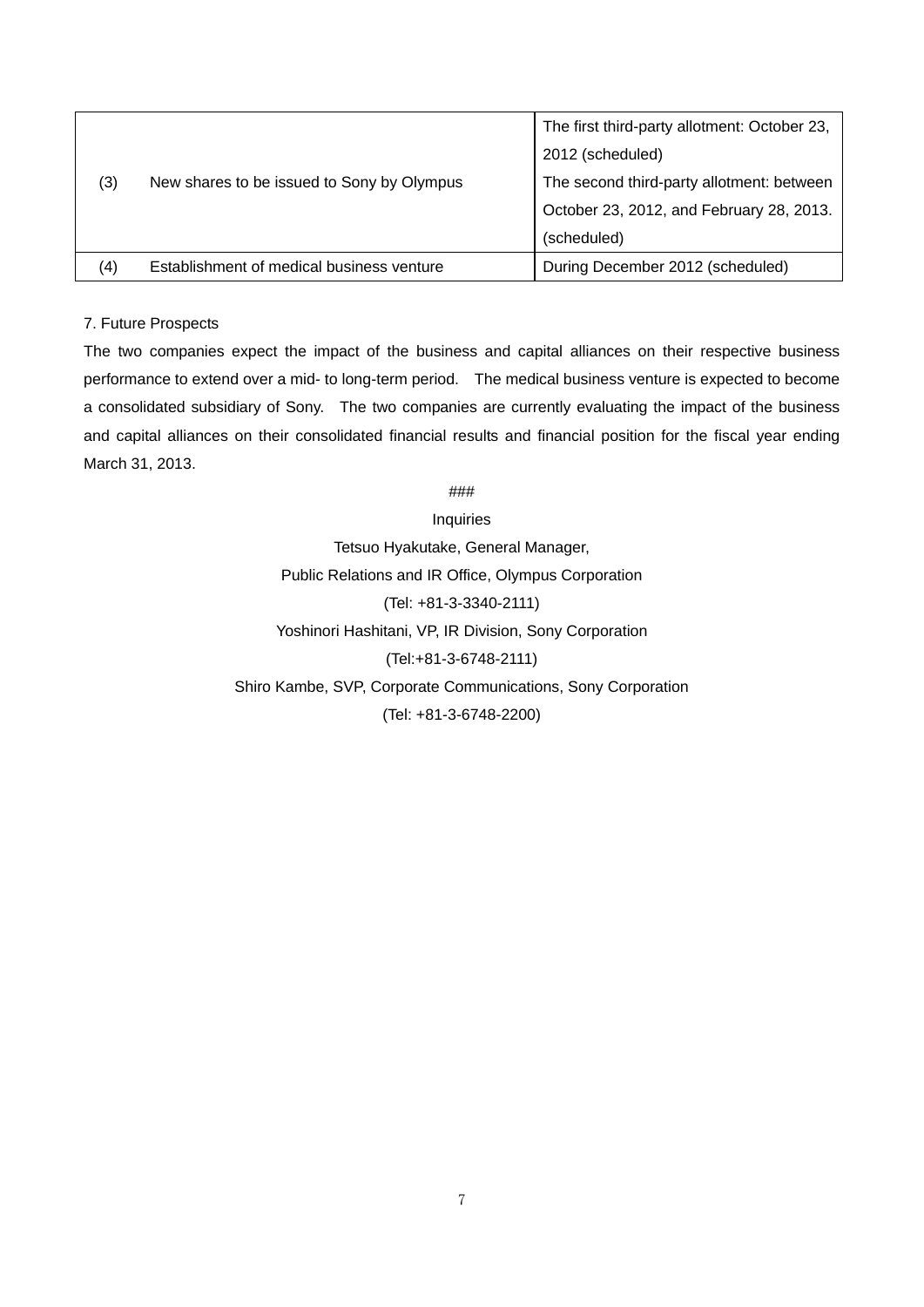| | | |
|---|---|---|
| (3) | New shares to be issued to Sony by Olympus | The first third-party allotment: October 23, 2012 (scheduled)<br>The second third-party allotment: between October 23, 2012, and February 28, 2013. (scheduled) |
| (4) | Establishment of medical business venture | During December 2012 (scheduled) |

7. Future Prospects

The two companies expect the impact of the business and capital alliances on their respective business performance to extend over a mid- to long-term period. The medical business venture is expected to become a consolidated subsidiary of Sony. The two companies are currently evaluating the impact of the business and capital alliances on their consolidated financial results and financial position for the fiscal year ending March 31, 2013.

###

Inquiries

Tetsuo Hyakutake, General Manager,

Public Relations and IR Office, Olympus Corporation

(Tel: +81-3-3340-2111)

Yoshinori Hashitani, VP, IR Division, Sony Corporation

(Tel:+81-3-6748-2111)

Shiro Kambe, SVP, Corporate Communications, Sony Corporation

(Tel: +81-3-6748-2200)